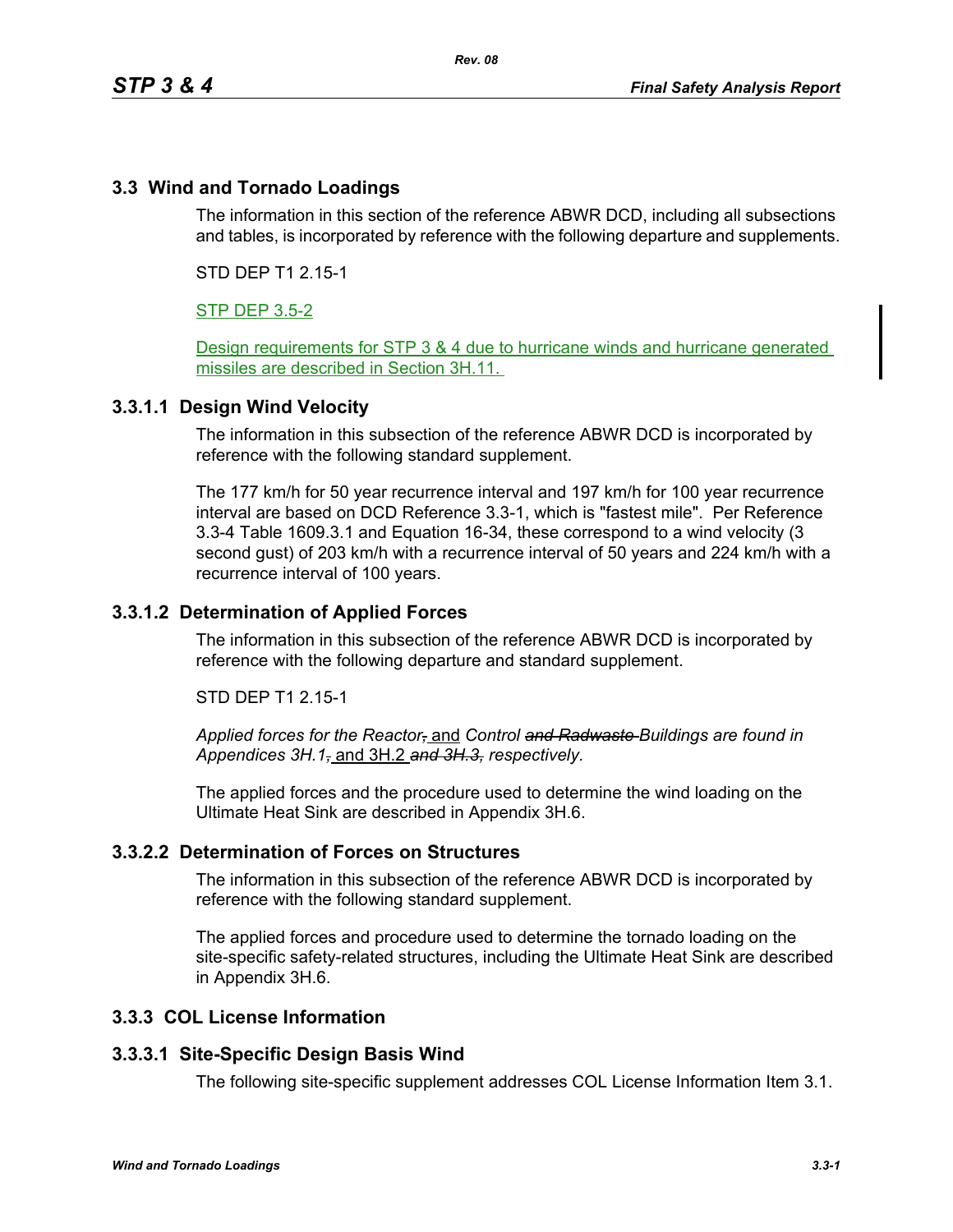## 3.3 Wind and Tornado Loadings

The information in this section of the reference ABWR DCD, including all subsections and tables, is incorporated by reference with the following departure and supplements.

STD DEP T1 2.15-1

STP DEP 3.5-2

Design requirements for STP 3 & 4 due to hurricane winds and hurricane generated missiles are described in Section 3H.11.

### 3.3.1.1 Design Wind Velocity

The information in this subsection of the reference ABWR DCD is incorporated by reference with the following standard supplement.

The 177 km/h for 50 year recurrence interval and 197 km/h for 100 year recurrence interval are based on DCD Reference 3.3-1, which is "fastest mile". Per Reference 3.3-4 Table 1609.3.1 and Equation 16-34, these correspond to a wind velocity (3 second gust) of 203 km/h with a recurrence interval of 50 years and 224 km/h with a recurrence interval of 100 years.

### 3.3.1.2 Determination of Applied Forces

The information in this subsection of the reference ABWR DCD is incorporated by reference with the following departure and standard supplement.

STD DEP T1 2.15-1

*Applied forces for the Reactor~~,~~* and *Control ~~and Radwaste~~ Buildings are found in Appendices 3H.1~~,~~* and 3H.2 *~~and 3H.3,~~ respectively.*

The applied forces and the procedure used to determine the wind loading on the Ultimate Heat Sink are described in Appendix 3H.6.

### 3.3.2.2 Determination of Forces on Structures

The information in this subsection of the reference ABWR DCD is incorporated by reference with the following standard supplement.

The applied forces and procedure used to determine the tornado loading on the site-specific safety-related structures, including the Ultimate Heat Sink are described in Appendix 3H.6.

## 3.3.3 COL License Information

### 3.3.3.1 Site-Specific Design Basis Wind

The following site-specific supplement addresses COL License Information Item 3.1.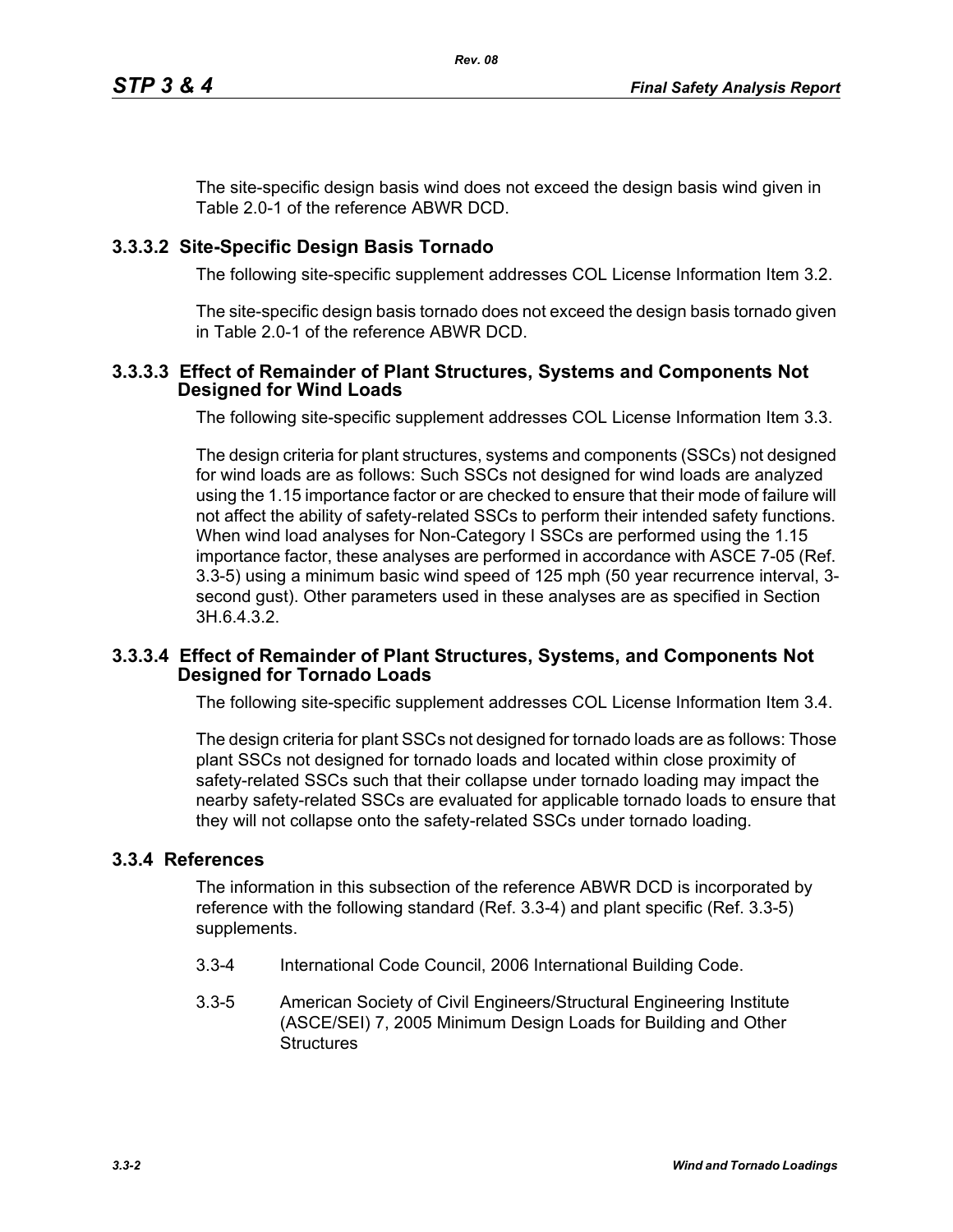The site-specific design basis wind does not exceed the design basis wind given in Table 2.0-1 of the reference ABWR DCD.

### 3.3.3.2 Site-Specific Design Basis Tornado

The following site-specific supplement addresses COL License Information Item 3.2.

The site-specific design basis tornado does not exceed the design basis tornado given in Table 2.0-1 of the reference ABWR DCD.

### 3.3.3.3 Effect of Remainder of Plant Structures, Systems and Components Not Designed for Wind Loads

The following site-specific supplement addresses COL License Information Item 3.3.

The design criteria for plant structures, systems and components (SSCs) not designed for wind loads are as follows: Such SSCs not designed for wind loads are analyzed using the 1.15 importance factor or are checked to ensure that their mode of failure will not affect the ability of safety-related SSCs to perform their intended safety functions. When wind load analyses for Non-Category I SSCs are performed using the 1.15 importance factor, these analyses are performed in accordance with ASCE 7-05 (Ref. 3.3-5) using a minimum basic wind speed of 125 mph (50 year recurrence interval, 3-second gust). Other parameters used in these analyses are as specified in Section 3H.6.4.3.2.

### 3.3.3.4 Effect of Remainder of Plant Structures, Systems, and Components Not Designed for Tornado Loads

The following site-specific supplement addresses COL License Information Item 3.4.

The design criteria for plant SSCs not designed for tornado loads are as follows: Those plant SSCs not designed for tornado loads and located within close proximity of safety-related SSCs such that their collapse under tornado loading may impact the nearby safety-related SSCs are evaluated for applicable tornado loads to ensure that they will not collapse onto the safety-related SSCs under tornado loading.

## 3.3.4 References

The information in this subsection of the reference ABWR DCD is incorporated by reference with the following standard (Ref. 3.3-4) and plant specific (Ref. 3.3-5) supplements.

3.3-4 International Code Council, 2006 International Building Code.

3.3-5 American Society of Civil Engineers/Structural Engineering Institute (ASCE/SEI) 7, 2005 Minimum Design Loads for Building and Other Structures